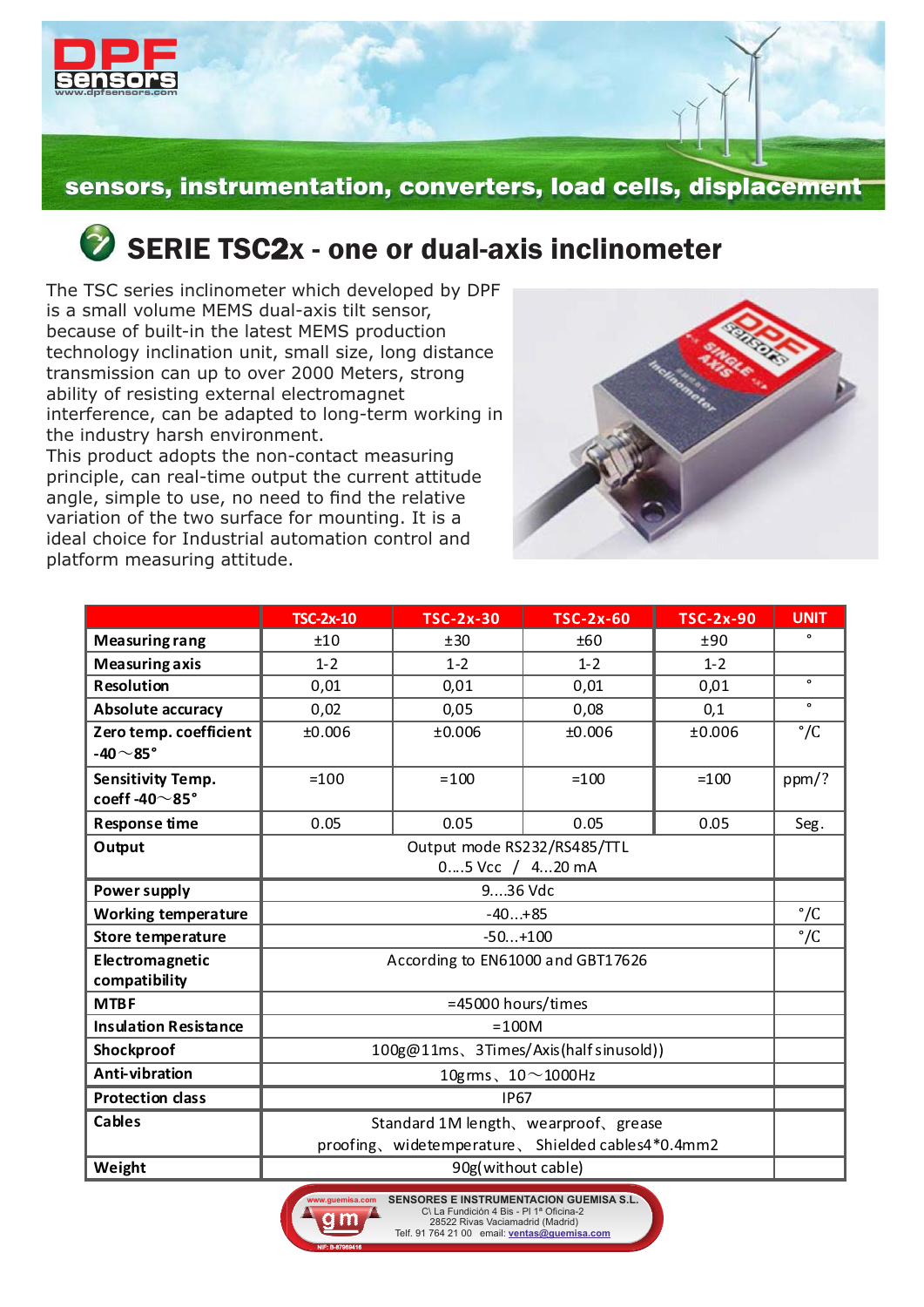sensors, instrumentation, converters, load cells, displacement

# SERIE TSC2x - one or dual-axis inclinometer

The TSC series inclinometer which developed by DPF is a small volume MEMS dual-axis tilt sensor, because of built-in the latest MEMS production technology inclination unit, small size, long distance transmission can up to over 2000 Meters, strong ability of resisting external electromagnet interference, can be adapted to long-term working in the industry harsh environment.
This product adopts the non-contact measuring principle, can real-time output the current attitude angle, simple to use, no need to find the relative variation of the two surface for mounting. It is a ideal choice for Industrial automation control and platform measuring attitude.

| | TSC-2x-10 | TSC-2x-30 | TSC-2x-60 | TSC-2x-90 | UNIT |
|---|---|---|---|---|---|
| **Measuring rang** | ±10 | ±30 | ±60 | ±90 | ° |
| **Measuring axis** | 1-2 | 1-2 | 1-2 | 1-2 | |
| **Resolution** | 0,01 | 0,01 | 0,01 | 0,01 | ° |
| **Absolute accuracy** | 0,02 | 0,05 | 0,08 | 0,1 | ° |
| **Zero temp. coefficient -40～85°** | ±0.006 | ±0.006 | ±0.006 | ±0.006 | °/C |
| **Sensitivity Temp. coeff -40～85°** | =100 | =100 | =100 | =100 | ppm/? |
| **Response time** | 0.05 | 0.05 | 0.05 | 0.05 | Seg. |
| **Output** | Output mode RS232/RS485/TTL 0....5 Vcc / 4...20 mA | | | | |
| **Power supply** | 9....36 Vdc | | | | |
| **Working temperature** | -40...+85 | | | | °/C |
| **Store temperature** | -50...+100 | | | | °/C |
| **Electromagnetic compatibility** | According to EN61000 and GBT17626 | | | | |
| **MTBF** | =45000 hours/times | | | | |
| **Insulation Resistance** | =100M | | | | |
| **Shockproof** | 100g@11ms、3Times/Axis(half sinusold)) | | | | |
| **Anti-vibration** | 10grms、10～1000Hz | | | | |
| **Protection class** | IP67 | | | | |
| **Cables** | Standard 1M length、wearproof、grease proofing、widetemperature、Shielded cables4*0.4mm2 | | | | |
| **Weight** | 90g(without cable) | | | | |

www.guemisa.com
**SENSORES E INSTRUMENTACION GUEMISA S.L.**
C\ La Fundición 4 Bis - Pl 1ª Oficina-2
28522 Rivas Vaciamadrid (Madrid)
Telf. 91 764 21 00 email: ventas@guemisa.com
NIF: B-87969416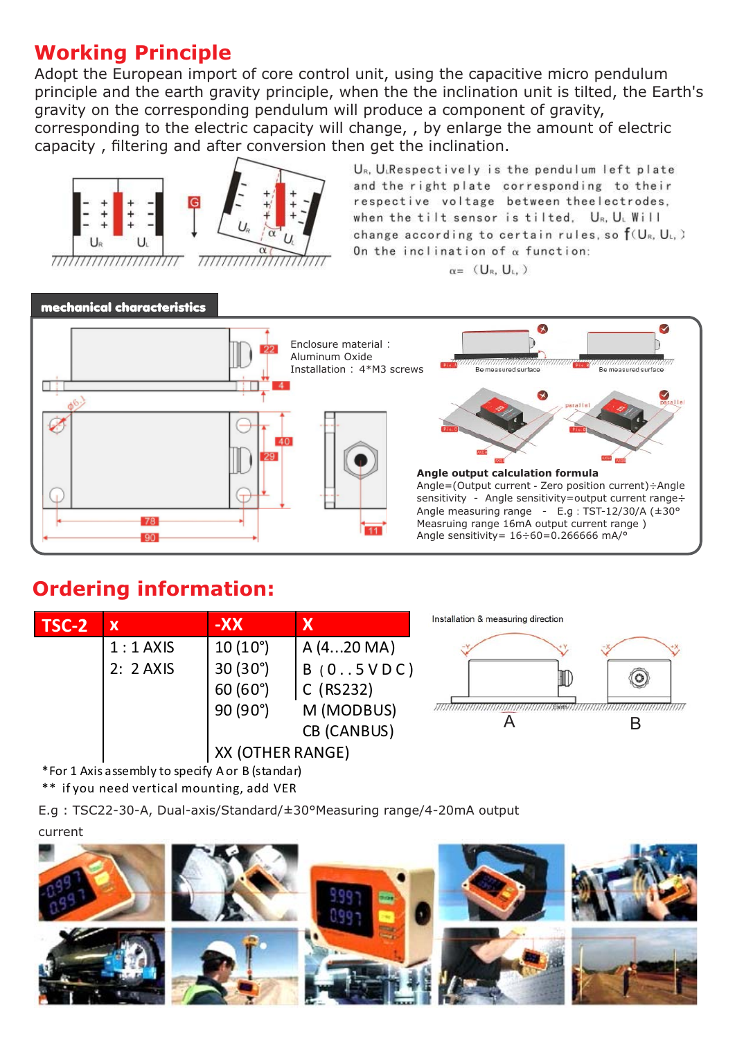## Working Principle

Adopt the European import of core control unit, using the capacitive micro pendulum principle and the earth gravity principle, when the the inclination unit is tilted, the Earth's gravity on the corresponding pendulum will produce a component of gravity, corresponding to the electric capacity will change, , by enlarge the amount of electric capacity , filtering and after conversion then get the inclination.

$U_R$, $U_L$ Respectively is the pendulum left plate and the right plate corresponding to their respective voltage between theelectrodes, when the tilt sensor is tilted, $U_R$, $U_L$ Will change according to certain rules, so $f(U_R, U_L)$ On the inclination of $\alpha$ function:

$$\alpha = (U_R, U_L)$$

### mechanical characteristics

Enclosure material : Aluminum Oxide

Installation : 4*M3 screws

**Angle output calculation formula**

Angle=(Output current - Zero position current)÷Angle sensitivity - Angle sensitivity=output current range÷ Angle measuring range - E.g : TST-12/30/A (±30° Measruing range 16mA output current range )

Angle sensitivity= 16÷60=0.266666 mA/°

## Ordering information:

| TSC-2 | x | -XX | X |
|---|---|---|---|
| | 1 : 1 AXIS | 10 (10°) | A (4...20 MA) |
| | 2: 2 AXIS | 30 (30°) | B (0..5VDC) |
| | | 60 (60°) | C (RS232) |
| | | 90 (90°) | M (MODBUS) |
| | | | CB (CANBUS) |
| | | XX (OTHER RANGE) | |

*For 1 Axis assembly to specify A or B (standar)

** if you need vertical mounting, add VER

Installation & measuring direction

A

B

E.g : TSC22-30-A, Dual-axis/Standard/±30°Measuring range/4-20mA output current